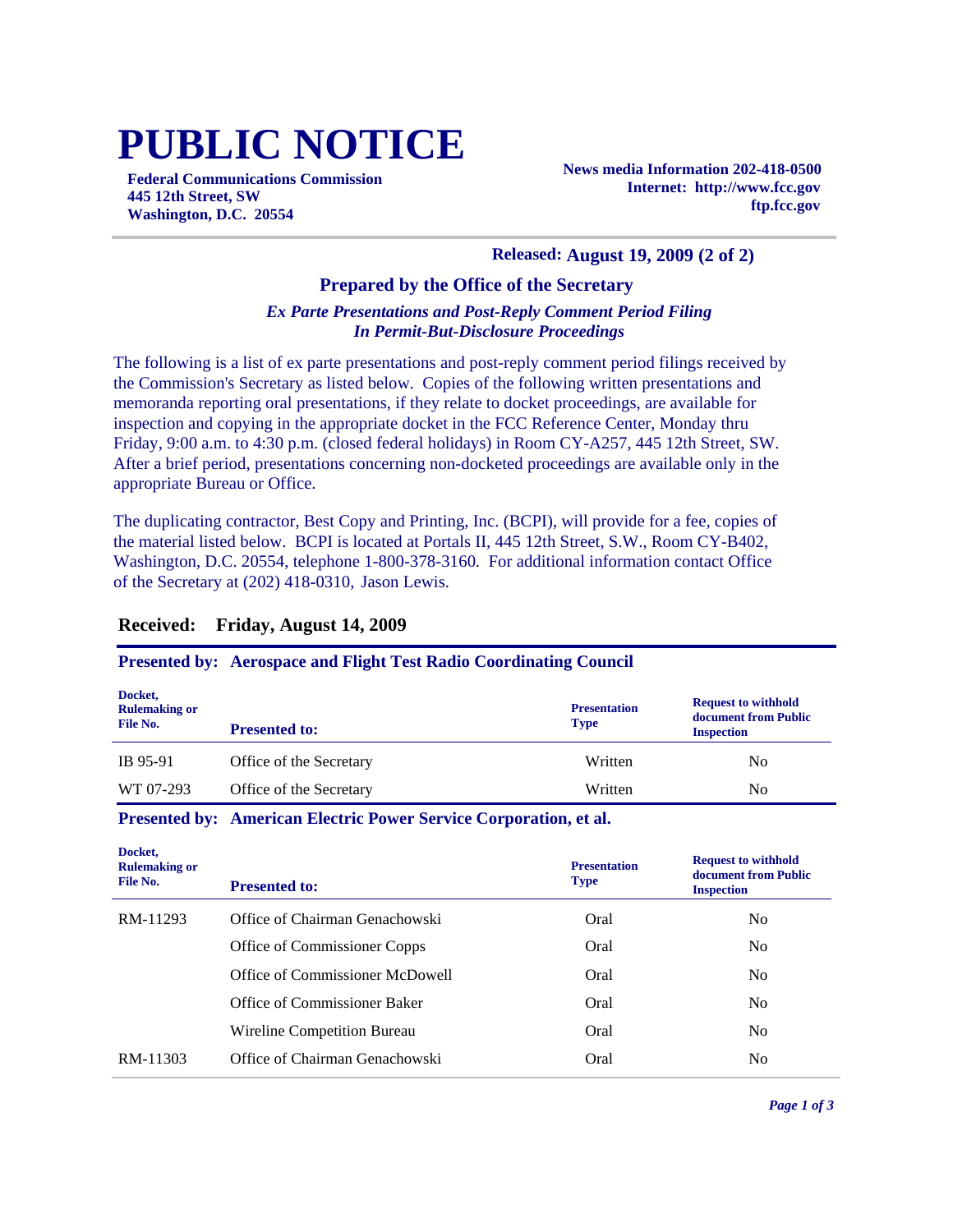# PUBLIC NOTICE

**Federal Communications Commission**
**445 12th Street, SW**
**Washington, D.C. 20554**

**News media Information 202-418-0500**
**Internet: http://www.fcc.gov**
**ftp.fcc.gov**

**Released: August 19, 2009 (2 of 2)**

## Prepared by the Office of the Secretary

***Ex Parte Presentations and Post-Reply Comment Period Filing In Permit-But-Disclosure Proceedings***

The following is a list of ex parte presentations and post-reply comment period filings received by the Commission's Secretary as listed below. Copies of the following written presentations and memoranda reporting oral presentations, if they relate to docket proceedings, are available for inspection and copying in the appropriate docket in the FCC Reference Center, Monday thru Friday, 9:00 a.m. to 4:30 p.m. (closed federal holidays) in Room CY-A257, 445 12th Street, SW. After a brief period, presentations concerning non-docketed proceedings are available only in the appropriate Bureau or Office.

The duplicating contractor, Best Copy and Printing, Inc. (BCPI), will provide for a fee, copies of the material listed below. BCPI is located at Portals II, 445 12th Street, S.W., Room CY-B402, Washington, D.C. 20554, telephone 1-800-378-3160. For additional information contact Office of the Secretary at (202) 418-0310, Jason Lewis.

### Received: Friday, August 14, 2009

**Presented by: Aerospace and Flight Test Radio Coordinating Council**

| Docket, Rulemaking or File No. | Presented to: | Presentation Type | Request to withhold document from Public Inspection |
|---|---|---|---|
| IB 95-91 | Office of the Secretary | Written | No |
| WT 07-293 | Office of the Secretary | Written | No |

**Presented by: American Electric Power Service Corporation, et al.**

| Docket, Rulemaking or File No. | Presented to: | Presentation Type | Request to withhold document from Public Inspection |
|---|---|---|---|
| RM-11293 | Office of Chairman Genachowski | Oral | No |
| | Office of Commissioner Copps | Oral | No |
| | Office of Commissioner McDowell | Oral | No |
| | Office of Commissioner Baker | Oral | No |
| | Wireline Competition Bureau | Oral | No |
| RM-11303 | Office of Chairman Genachowski | Oral | No |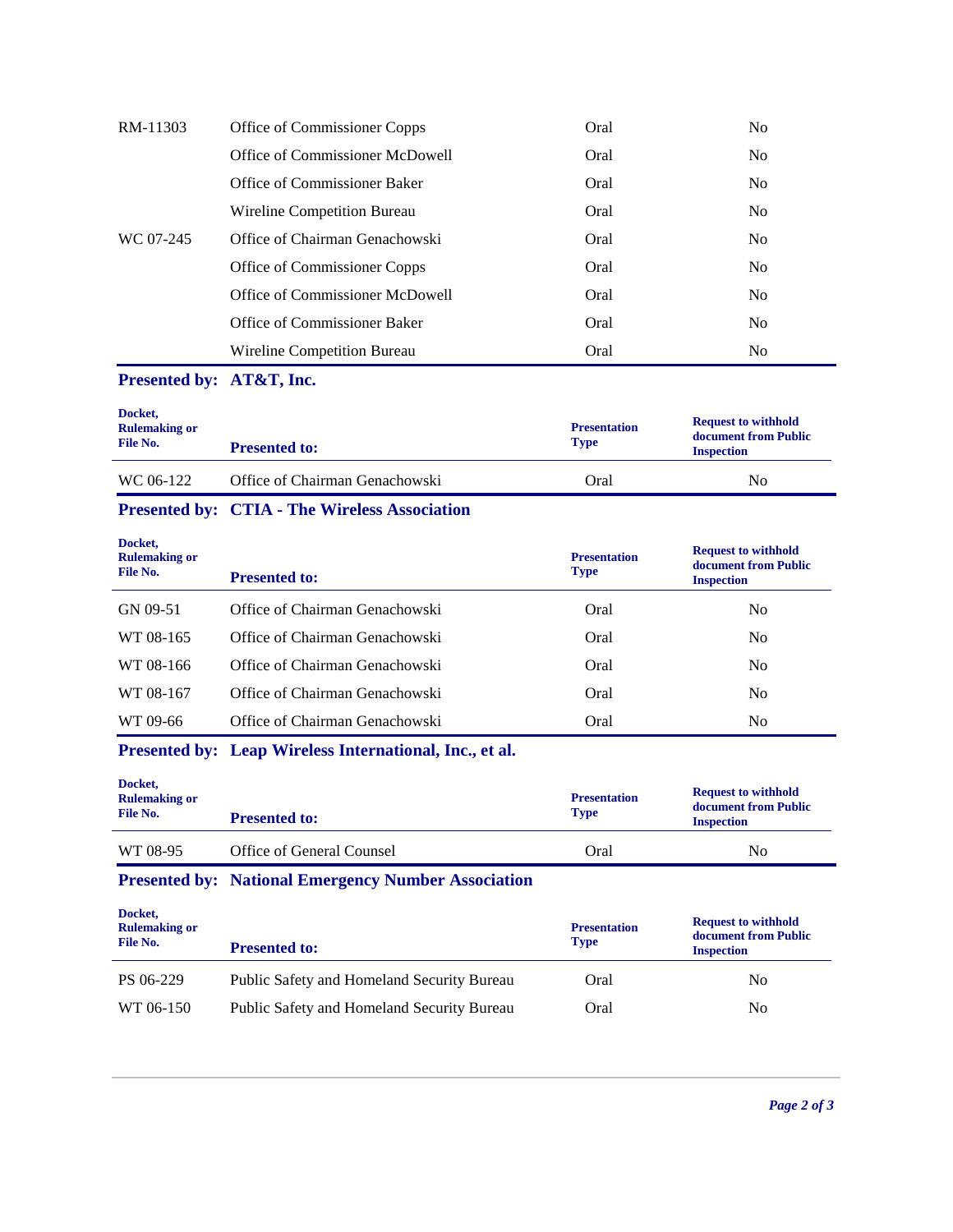| | | | |
|---|---|---|---|
| RM-11303 | Office of Commissioner Copps | Oral | No |
| | Office of Commissioner McDowell | Oral | No |
| | Office of Commissioner Baker | Oral | No |
| | Wireline Competition Bureau | Oral | No |
| WC 07-245 | Office of Chairman Genachowski | Oral | No |
| | Office of Commissioner Copps | Oral | No |
| | Office of Commissioner McDowell | Oral | No |
| | Office of Commissioner Baker | Oral | No |
| | Wireline Competition Bureau | Oral | No |

**Presented by: AT&T, Inc.**

| Docket, Rulemaking or File No. | Presented to: | Presentation Type | Request to withhold document from Public Inspection |
|---|---|---|---|
| WC 06-122 | Office of Chairman Genachowski | Oral | No |

**Presented by: CTIA - The Wireless Association**

| Docket, Rulemaking or File No. | Presented to: | Presentation Type | Request to withhold document from Public Inspection |
|---|---|---|---|
| GN 09-51 | Office of Chairman Genachowski | Oral | No |
| WT 08-165 | Office of Chairman Genachowski | Oral | No |
| WT 08-166 | Office of Chairman Genachowski | Oral | No |
| WT 08-167 | Office of Chairman Genachowski | Oral | No |
| WT 09-66 | Office of Chairman Genachowski | Oral | No |

**Presented by: Leap Wireless International, Inc., et al.**

| Docket, Rulemaking or File No. | Presented to: | Presentation Type | Request to withhold document from Public Inspection |
|---|---|---|---|
| WT 08-95 | Office of General Counsel | Oral | No |

**Presented by: National Emergency Number Association**

| Docket, Rulemaking or File No. | Presented to: | Presentation Type | Request to withhold document from Public Inspection |
|---|---|---|---|
| PS 06-229 | Public Safety and Homeland Security Bureau | Oral | No |
| WT 06-150 | Public Safety and Homeland Security Bureau | Oral | No |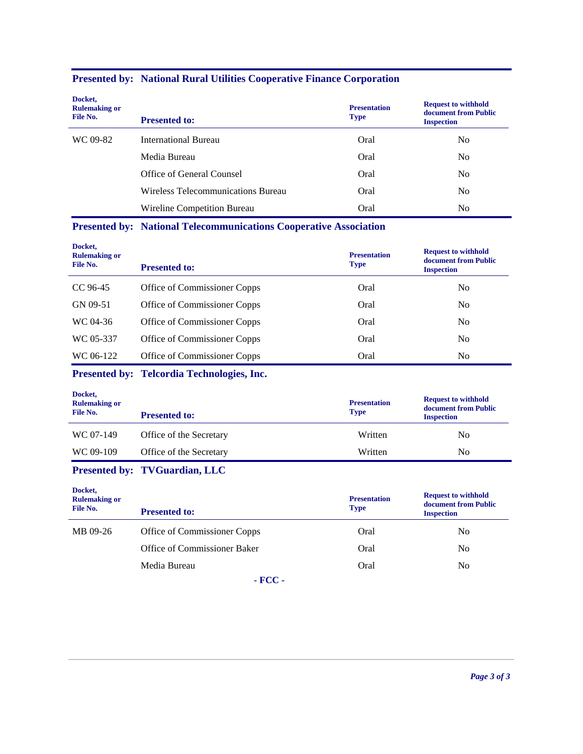**Presented by: National Rural Utilities Cooperative Finance Corporation**

| Docket, Rulemaking or File No. | Presented to: | Presentation Type | Request to withhold document from Public Inspection |
|---|---|---|---|
| WC 09-82 | International Bureau | Oral | No |
| | Media Bureau | Oral | No |
| | Office of General Counsel | Oral | No |
| | Wireless Telecommunications Bureau | Oral | No |
| | Wireline Competition Bureau | Oral | No |

**Presented by: National Telecommunications Cooperative Association**

| Docket, Rulemaking or File No. | Presented to: | Presentation Type | Request to withhold document from Public Inspection |
|---|---|---|---|
| CC 96-45 | Office of Commissioner Copps | Oral | No |
| GN 09-51 | Office of Commissioner Copps | Oral | No |
| WC 04-36 | Office of Commissioner Copps | Oral | No |
| WC 05-337 | Office of Commissioner Copps | Oral | No |
| WC 06-122 | Office of Commissioner Copps | Oral | No |

**Presented by: Telcordia Technologies, Inc.**

| Docket, Rulemaking or File No. | Presented to: | Presentation Type | Request to withhold document from Public Inspection |
|---|---|---|---|
| WC 07-149 | Office of the Secretary | Written | No |
| WC 09-109 | Office of the Secretary | Written | No |

**Presented by: TVGuardian, LLC**

| Docket, Rulemaking or File No. | Presented to: | Presentation Type | Request to withhold document from Public Inspection |
|---|---|---|---|
| MB 09-26 | Office of Commissioner Copps | Oral | No |
| | Office of Commissioner Baker | Oral | No |
| | Media Bureau | Oral | No |

**- FCC -**